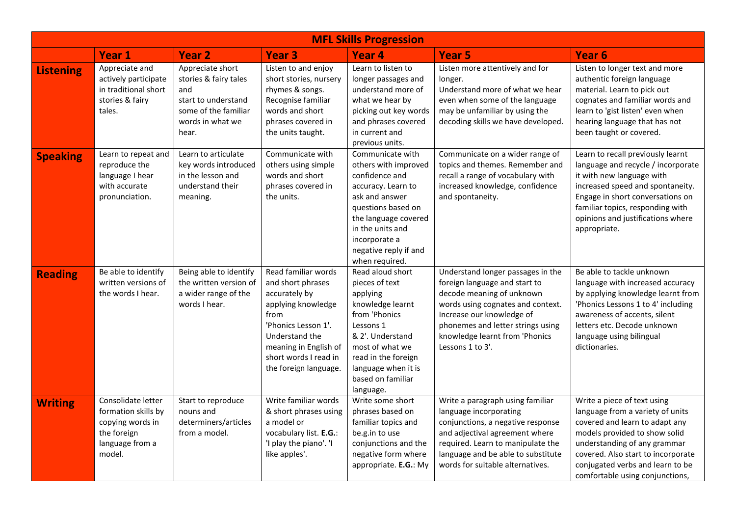| MFL Skills Progression | | | | | | |
|---|---|---|---|---|---|---|
| | **Year 1** | **Year 2** | **Year 3** | **Year 4** | **Year 5** | **Year 6** |
| **Listening** | Appreciate and actively participate in traditional short stories & fairy tales. | Appreciate short stories & fairy tales and start to understand some of the familiar words in what we hear. | Listen to and enjoy short stories, nursery rhymes & songs. Recognise familiar words and short phrases covered in the units taught. | Learn to listen to longer passages and understand more of what we hear by picking out key words and phrases covered in current and previous units. | Listen more attentively and for longer. Understand more of what we hear even when some of the language may be unfamiliar by using the decoding skills we have developed. | Listen to longer text and more authentic foreign language material. Learn to pick out cognates and familiar words and learn to 'gist listen' even when hearing language that has not been taught or covered. |
| **Speaking** | Learn to repeat and reproduce the language I hear with accurate pronunciation. | Learn to articulate key words introduced in the lesson and understand their meaning. | Communicate with others using simple words and short phrases covered in the units. | Communicate with others with improved confidence and accuracy. Learn to ask and answer questions based on the language covered in the units and incorporate a negative reply if and when required. | Communicate on a wider range of topics and themes. Remember and recall a range of vocabulary with increased knowledge, confidence and spontaneity. | Learn to recall previously learnt language and recycle / incorporate it with new language with increased speed and spontaneity. Engage in short conversations on familiar topics, responding with opinions and justifications where appropriate. |
| **Reading** | Be able to identify written versions of the words I hear. | Being able to identify the written version of a wider range of the words I hear. | Read familiar words and short phrases accurately by applying knowledge from 'Phonics Lesson 1'. Understand the meaning in English of short words I read in the foreign language. | Read aloud short pieces of text applying knowledge learnt from 'Phonics Lessons 1 & 2'. Understand most of what we read in the foreign language when it is based on familiar language. | Understand longer passages in the foreign language and start to decode meaning of unknown words using cognates and context. Increase our knowledge of phonemes and letter strings using knowledge learnt from 'Phonics Lessons 1 to 3'. | Be able to tackle unknown language with increased accuracy by applying knowledge learnt from 'Phonics Lessons 1 to 4' including awareness of accents, silent letters etc. Decode unknown language using bilingual dictionaries. |
| **Writing** | Consolidate letter formation skills by copying words in the foreign language from a model. | Start to reproduce nouns and determiners/articles from a model. | Write familiar words & short phrases using a model or vocabulary list. **E.G.**: 'I play the piano'. 'I like apples'. | Write some short phrases based on familiar topics and be.g.in to use conjunctions and the negative form where appropriate. **E.G.**: My | Write a paragraph using familiar language incorporating conjunctions, a negative response and adjectival agreement where required. Learn to manipulate the language and be able to substitute words for suitable alternatives. | Write a piece of text using language from a variety of units covered and learn to adapt any models provided to show solid understanding of any grammar covered. Also start to incorporate conjugated verbs and learn to be comfortable using conjunctions, |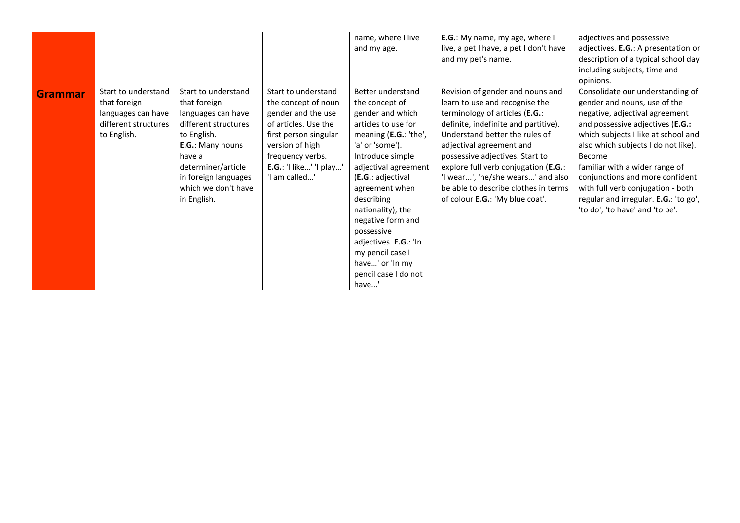| | | | | | | |
|---|---|---|---|---|---|---|
| | | | | name, where I live and my age. | **E.G.**: My name, my age, where I live, a pet I have, a pet I don't have and my pet's name. | adjectives and possessive adjectives. **E.G.**: A presentation or description of a typical school day including subjects, time and opinions. |
| **Grammar** | Start to understand that foreign languages can have different structures to English. | Start to understand that foreign languages can have different structures to English. **E.G.**: Many nouns have a determiner/article in foreign languages which we don't have in English. | Start to understand the concept of noun gender and the use of articles. Use the first person singular version of high frequency verbs. **E.G.**: 'I like…' 'I play…' 'I am called…' | Better understand the concept of gender and which articles to use for meaning (**E.G.**: 'the', 'a' or 'some'). Introduce simple adjectival agreement (**E.G.**: adjectival agreement when describing nationality), the negative form and possessive adjectives. **E.G.**: 'In my pencil case I have…' or 'In my pencil case I do not have…' | Revision of gender and nouns and learn to use and recognise the terminology of articles (**E.G.**: definite, indefinite and partitive). Understand better the rules of adjectival agreement and possessive adjectives. Start to explore full verb conjugation (**E.G.**: 'I wear...', 'he/she wears...' and also be able to describe clothes in terms of colour **E.G.**: 'My blue coat'. | Consolidate our understanding of gender and nouns, use of the negative, adjectival agreement and possessive adjectives (**E.G.:** which subjects I like at school and also which subjects I do not like). Become familiar with a wider range of conjunctions and more confident with full verb conjugation - both regular and irregular. **E.G.**: 'to go', 'to do', 'to have' and 'to be'. |